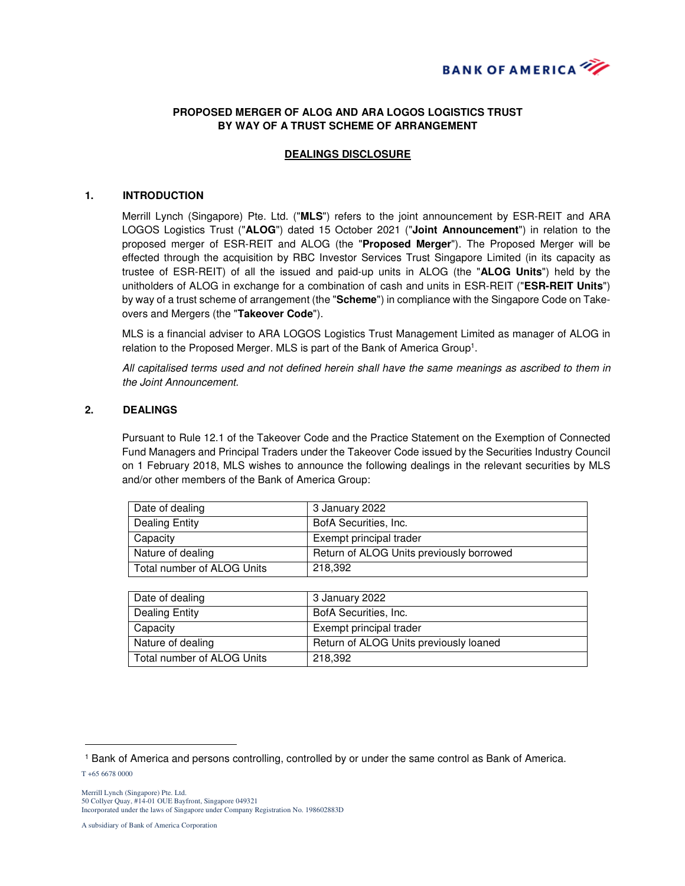## PROPOSED MERGER OF ALOG AND ARA LOGOS LOGISTICS TRUST BY WAY OF A TRUST SCHEME OF ARRANGEMENT

### DEALINGS DISCLOSURE

### 1. INTRODUCTION

Merrill Lynch (Singapore) Pte. Ltd. ("**MLS**") refers to the joint announcement by ESR-REIT and ARA LOGOS Logistics Trust ("**ALOG**") dated 15 October 2021 ("**Joint Announcement**") in relation to the proposed merger of ESR-REIT and ALOG (the "**Proposed Merger**"). The Proposed Merger will be effected through the acquisition by RBC Investor Services Trust Singapore Limited (in its capacity as trustee of ESR-REIT) of all the issued and paid-up units in ALOG (the "**ALOG Units**") held by the unitholders of ALOG in exchange for a combination of cash and units in ESR-REIT ("**ESR-REIT Units**") by way of a trust scheme of arrangement (the "**Scheme**") in compliance with the Singapore Code on Take-overs and Mergers (the "**Takeover Code**").

MLS is a financial adviser to ARA LOGOS Logistics Trust Management Limited as manager of ALOG in relation to the Proposed Merger. MLS is part of the Bank of America Group[1].

*All capitalised terms used and not defined herein shall have the same meanings as ascribed to them in the Joint Announcement.*

### 2. DEALINGS

Pursuant to Rule 12.1 of the Takeover Code and the Practice Statement on the Exemption of Connected Fund Managers and Principal Traders under the Takeover Code issued by the Securities Industry Council on 1 February 2018, MLS wishes to announce the following dealings in the relevant securities by MLS and/or other members of the Bank of America Group:

| Date of dealing | 3 January 2022 |
|---|---|
| Dealing Entity | BofA Securities, Inc. |
| Capacity | Exempt principal trader |
| Nature of dealing | Return of ALOG Units previously borrowed |
| Total number of ALOG Units | 218,392 |

| Date of dealing | 3 January 2022 |
|---|---|
| Dealing Entity | BofA Securities, Inc. |
| Capacity | Exempt principal trader |
| Nature of dealing | Return of ALOG Units previously loaned |
| Total number of ALOG Units | 218,392 |

[1] Bank of America and persons controlling, controlled by or under the same control as Bank of America.

T +65 6678 0000

Merrill Lynch (Singapore) Pte. Ltd.
50 Collyer Quay, #14-01 OUE Bayfront, Singapore 049321
Incorporated under the laws of Singapore under Company Registration No. 198602883D

A subsidiary of Bank of America Corporation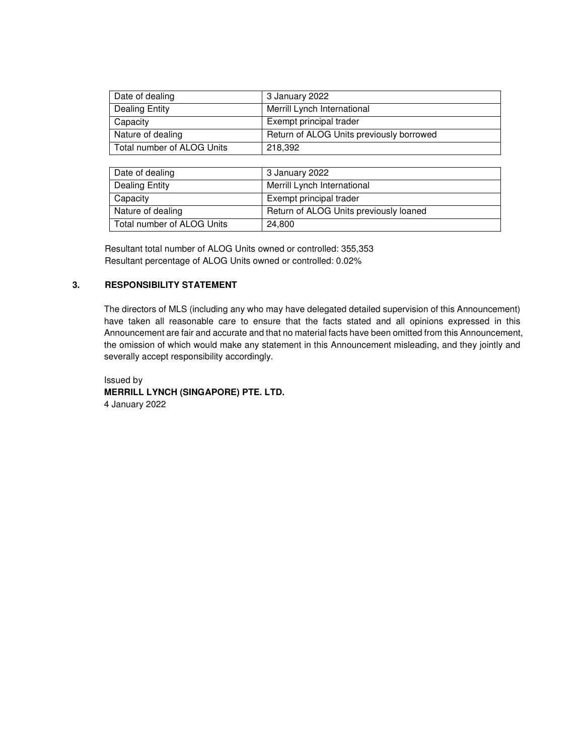| | |
|---|---|
| Date of dealing | 3 January 2022 |
| Dealing Entity | Merrill Lynch International |
| Capacity | Exempt principal trader |
| Nature of dealing | Return of ALOG Units previously borrowed |
| Total number of ALOG Units | 218,392 |

| | |
|---|---|
| Date of dealing | 3 January 2022 |
| Dealing Entity | Merrill Lynch International |
| Capacity | Exempt principal trader |
| Nature of dealing | Return of ALOG Units previously loaned |
| Total number of ALOG Units | 24,800 |

Resultant total number of ALOG Units owned or controlled: 355,353
Resultant percentage of ALOG Units owned or controlled: 0.02%

## 3. RESPONSIBILITY STATEMENT

The directors of MLS (including any who may have delegated detailed supervision of this Announcement) have taken all reasonable care to ensure that the facts stated and all opinions expressed in this Announcement are fair and accurate and that no material facts have been omitted from this Announcement, the omission of which would make any statement in this Announcement misleading, and they jointly and severally accept responsibility accordingly.

Issued by
**MERRILL LYNCH (SINGAPORE) PTE. LTD.**
4 January 2022